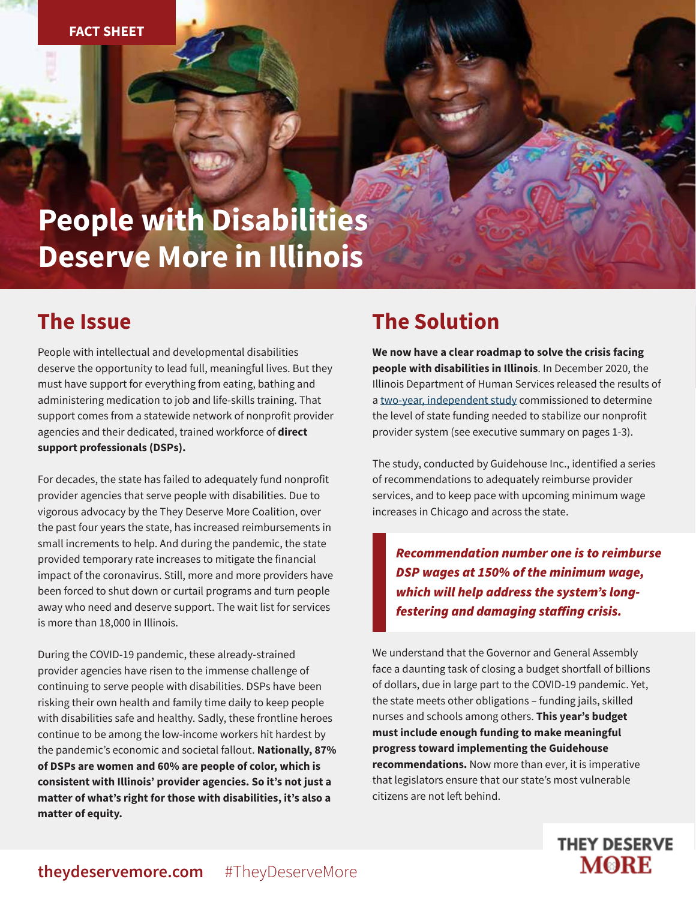FACT SHEET

# People with Disabilities Deserve More in Illinois

## The Issue

People with intellectual and developmental disabilities deserve the opportunity to lead full, meaningful lives. But they must have support for everything from eating, bathing and administering medication to job and life-skills training. That support comes from a statewide network of nonprofit provider agencies and their dedicated, trained workforce of **direct support professionals (DSPs).**

For decades, the state has failed to adequately fund nonprofit provider agencies that serve people with disabilities. Due to vigorous advocacy by the They Deserve More Coalition, over the past four years the state, has increased reimbursements in small increments to help. And during the pandemic, the state provided temporary rate increases to mitigate the financial impact of the coronavirus. Still, more and more providers have been forced to shut down or curtail programs and turn people away who need and deserve support. The wait list for services is more than 18,000 in Illinois.

During the COVID-19 pandemic, these already-strained provider agencies have risen to the immense challenge of continuing to serve people with disabilities. DSPs have been risking their own health and family time daily to keep people with disabilities safe and healthy. Sadly, these frontline heroes continue to be among the low-income workers hit hardest by the pandemic's economic and societal fallout. **Nationally, 87% of DSPs are women and 60% are people of color, which is consistent with Illinois' provider agencies. So it's not just a matter of what's right for those with disabilities, it's also a matter of equity.**

## The Solution

**We now have a clear roadmap to solve the crisis facing people with disabilities in Illinois**. In December 2020, the Illinois Department of Human Services released the results of a two-year, independent study commissioned to determine the level of state funding needed to stabilize our nonprofit provider system (see executive summary on pages 1-3).

The study, conducted by Guidehouse Inc., identified a series of recommendations to adequately reimburse provider services, and to keep pace with upcoming minimum wage increases in Chicago and across the state.

> ***Recommendation number one is to reimburse DSP wages at 150% of the minimum wage, which will help address the system's long-festering and damaging staffing crisis.***

We understand that the Governor and General Assembly face a daunting task of closing a budget shortfall of billions of dollars, due in large part to the COVID-19 pandemic. Yet, the state meets other obligations – funding jails, skilled nurses and schools among others. **This year's budget must include enough funding to make meaningful progress toward implementing the Guidehouse recommendations.** Now more than ever, it is imperative that legislators ensure that our state's most vulnerable citizens are not left behind.

**theydeservemore.com** #TheyDeserveMore

THEY DESERVE MORE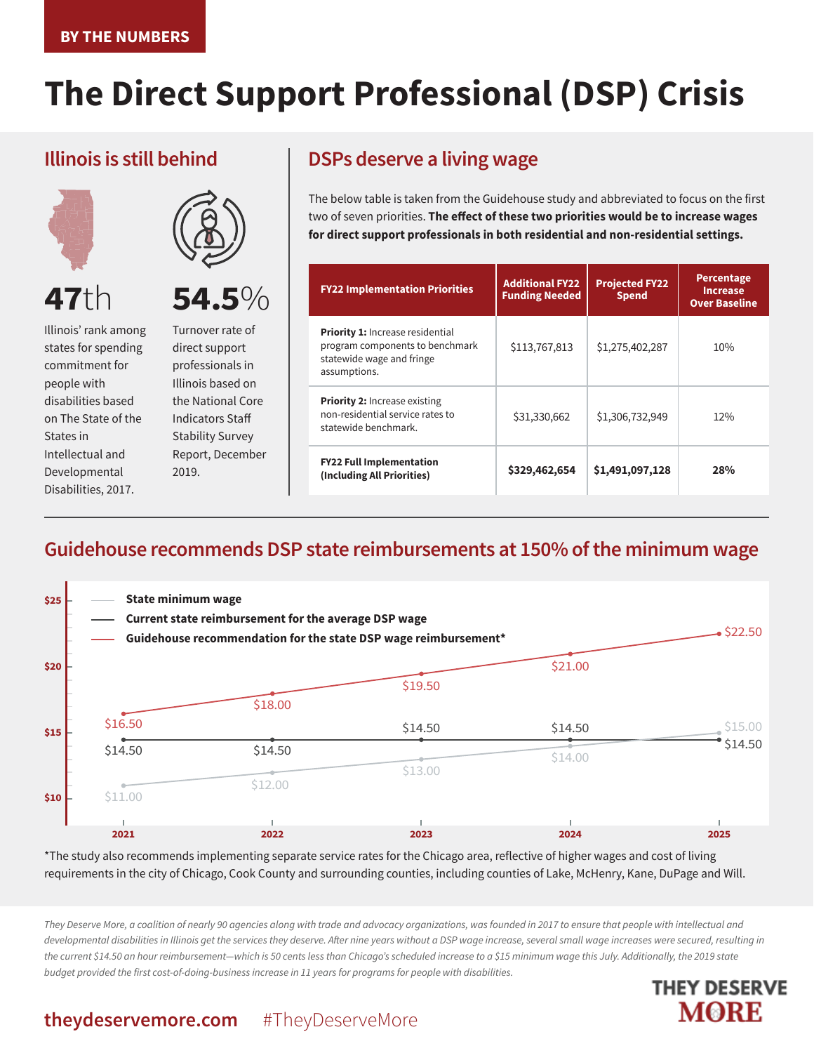BY THE NUMBERS

# The Direct Support Professional (DSP) Crisis

## Illinois is still behind

**47th**

Illinois' rank among states for spending commitment for people with disabilities based on The State of the States in Intellectual and Developmental Disabilities, 2017.

**54.5%**

Turnover rate of direct support professionals in Illinois based on the National Core Indicators Staff Stability Survey Report, December 2019.

## DSPs deserve a living wage

The below table is taken from the Guidehouse study and abbreviated to focus on the first two of seven priorities. **The effect of these two priorities would be to increase wages for direct support professionals in both residential and non-residential settings.**

| FY22 Implementation Priorities | Additional FY22 Funding Needed | Projected FY22 Spend | Percentage Increase Over Baseline |
|---|---|---|---|
| **Priority 1:** Increase residential program components to benchmark statewide wage and fringe assumptions. | $113,767,813 | $1,275,402,287 | 10% |
| **Priority 2:** Increase existing non-residential service rates to statewide benchmark. | $31,330,662 | $1,306,732,949 | 12% |
| **FY22 Full Implementation (Including All Priorities)** | **$329,462,654** | **$1,491,097,128** | **28%** |

## Guidehouse recommends DSP state reimbursements at 150% of the minimum wage

State minimum wage
Current state reimbursement for the average DSP wage
Guidehouse recommendation for the state DSP wage reimbursement*

$25
$20
$15
$10

2021: $16.50, $14.50, $11.00
2022: $18.00, $14.50, $12.00
2023: $19.50, $14.50, $13.00
2024: $21.00, $14.50, $14.00
2025: $22.50, $15.00, $14.50

*The study also recommends implementing separate service rates for the Chicago area, reflective of higher wages and cost of living requirements in the city of Chicago, Cook County and surrounding counties, including counties of Lake, McHenry, Kane, DuPage and Will.

*They Deserve More, a coalition of nearly 90 agencies along with trade and advocacy organizations, was founded in 2017 to ensure that people with intellectual and developmental disabilities in Illinois get the services they deserve. After nine years without a DSP wage increase, several small wage increases were secured, resulting in the current $14.50 an hour reimbursement—which is 50 cents less than Chicago's scheduled increase to a $15 minimum wage this July. Additionally, the 2019 state budget provided the first cost-of-doing-business increase in 11 years for programs for people with disabilities.*

theydeservemore.com #TheyDeserveMore

THEY DESERVE MORE